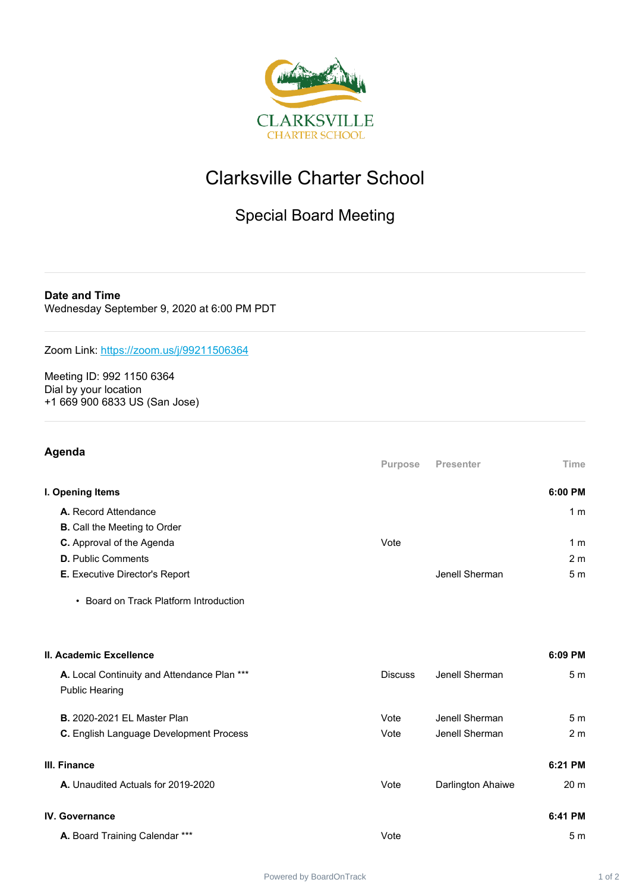CLARKSVILLE
CHARTER SCHOOL

# Clarksville Charter School

## Special Board Meeting

---

**Date and Time**
Wednesday September 9, 2020 at 6:00 PM PDT

---

Zoom Link: https://zoom.us/j/99211506364

Meeting ID: 992 1150 6364
Dial by your location
+1 669 900 6833 US (San Jose)

---

### Agenda

| | Purpose | Presenter | Time |
|---|---|---|---|
| **I. Opening Items** | | | **6:00 PM** |
| **A.** Record Attendance | | | 1 m |
| **B.** Call the Meeting to Order | | | |
| **C.** Approval of the Agenda | Vote | | 1 m |
| **D.** Public Comments | | | 2 m |
| **E.** Executive Director's Report | | Jenell Sherman | 5 m |
| • Board on Track Platform Introduction | | | |
| **II. Academic Excellence** | | | **6:09 PM** |
| **A.** Local Continuity and Attendance Plan *** Public Hearing | Discuss | Jenell Sherman | 5 m |
| **B.** 2020-2021 EL Master Plan | Vote | Jenell Sherman | 5 m |
| **C.** English Language Development Process | Vote | Jenell Sherman | 2 m |
| **III. Finance** | | | **6:21 PM** |
| **A.** Unaudited Actuals for 2019-2020 | Vote | Darlington Ahaiwe | 20 m |
| **IV. Governance** | | | **6:41 PM** |
| **A.** Board Training Calendar *** | Vote | | 5 m |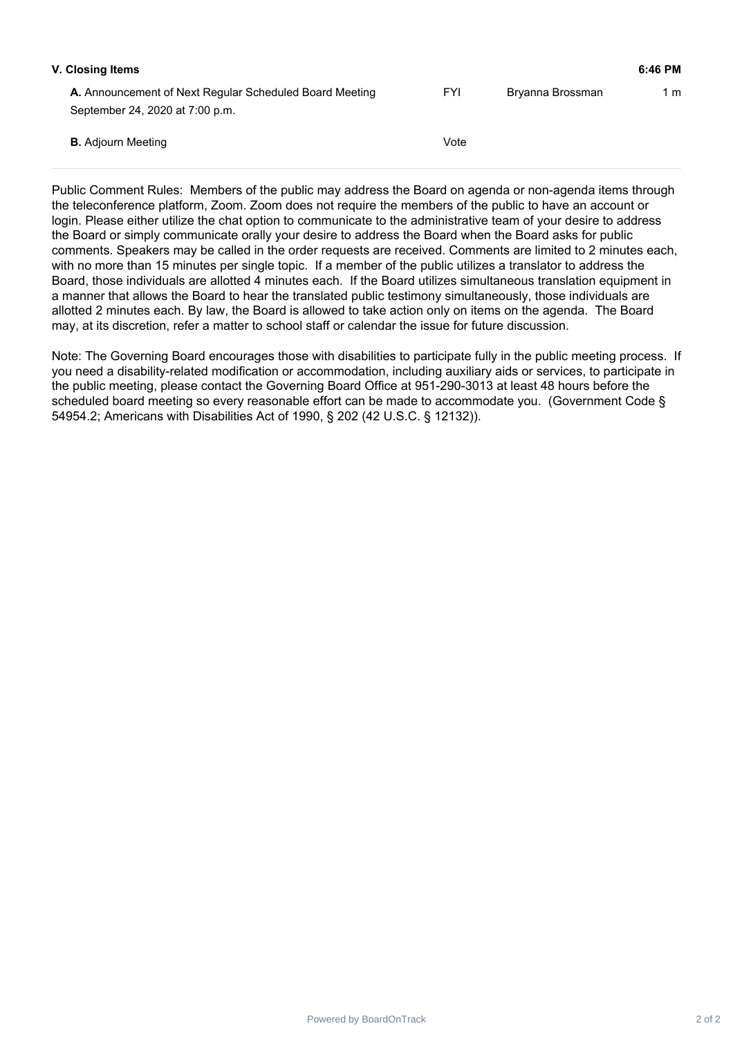### V. Closing Items 6:46 PM

**A.** Announcement of Next Regular Scheduled Board Meeting — FYI — Bryanna Brossman — 1 m

September 24, 2020 at 7:00 p.m.

**B.** Adjourn Meeting — Vote

Public Comment Rules: Members of the public may address the Board on agenda or non-agenda items through the teleconference platform, Zoom. Zoom does not require the members of the public to have an account or login. Please either utilize the chat option to communicate to the administrative team of your desire to address the Board or simply communicate orally your desire to address the Board when the Board asks for public comments. Speakers may be called in the order requests are received. Comments are limited to 2 minutes each, with no more than 15 minutes per single topic. If a member of the public utilizes a translator to address the Board, those individuals are allotted 4 minutes each. If the Board utilizes simultaneous translation equipment in a manner that allows the Board to hear the translated public testimony simultaneously, those individuals are allotted 2 minutes each. By law, the Board is allowed to take action only on items on the agenda. The Board may, at its discretion, refer a matter to school staff or calendar the issue for future discussion.

Note: The Governing Board encourages those with disabilities to participate fully in the public meeting process. If you need a disability-related modification or accommodation, including auxiliary aids or services, to participate in the public meeting, please contact the Governing Board Office at 951-290-3013 at least 48 hours before the scheduled board meeting so every reasonable effort can be made to accommodate you. (Government Code § 54954.2; Americans with Disabilities Act of 1990, § 202 (42 U.S.C. § 12132)).